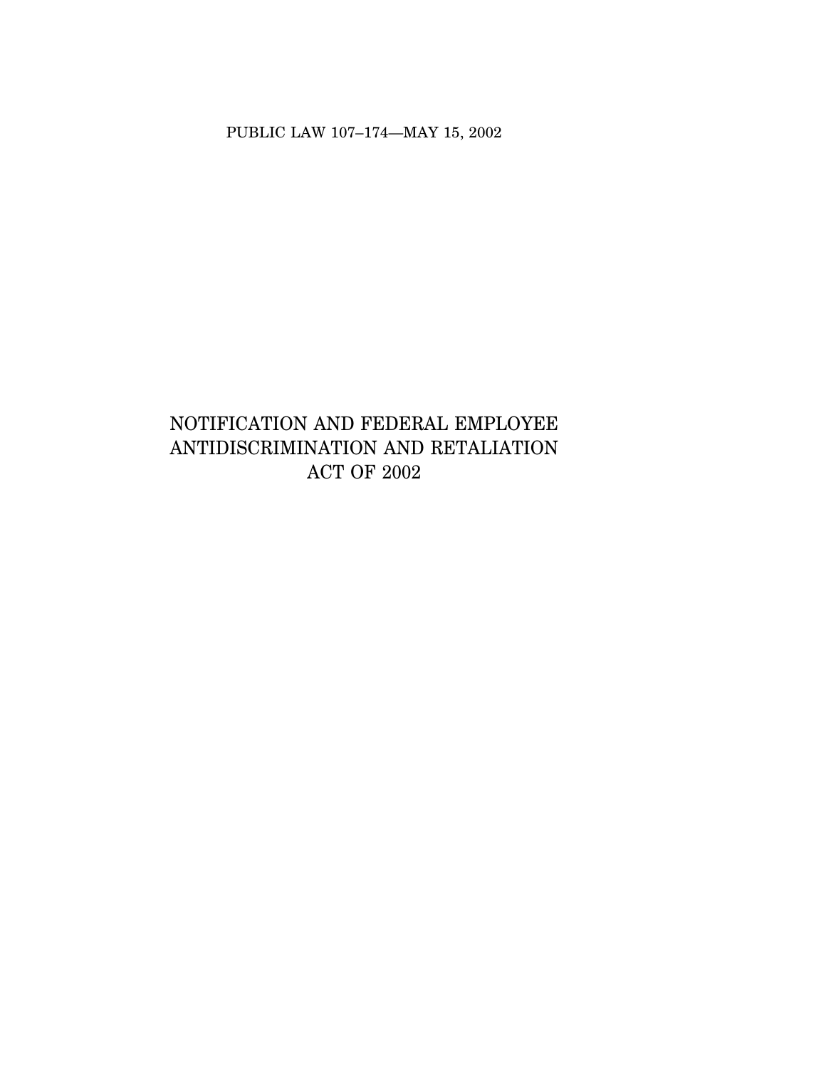PUBLIC LAW 107–174—MAY 15, 2002

# NOTIFICATION AND FEDERAL EMPLOYEE ANTIDISCRIMINATION AND RETALIATION ACT OF 2002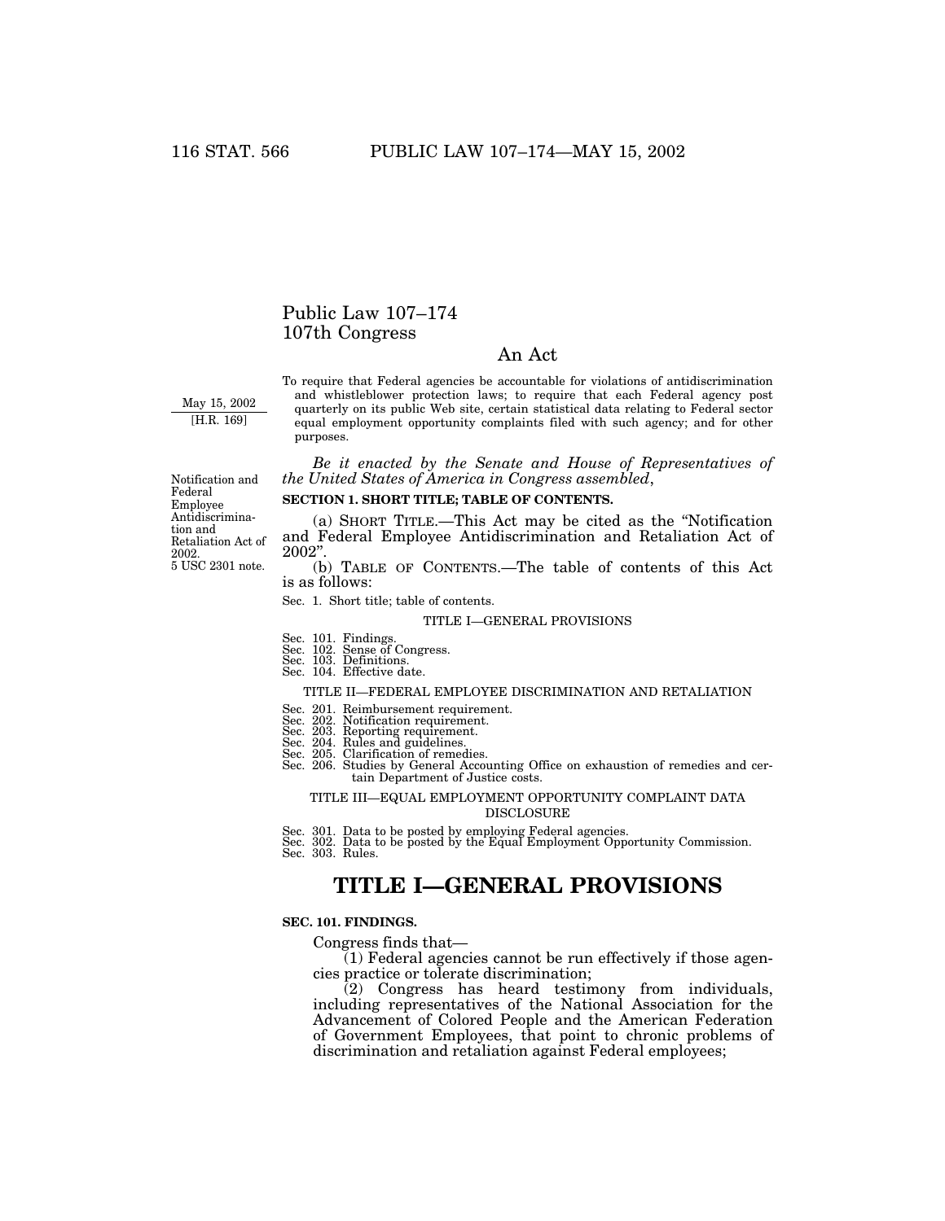# Public Law 107–174
# 107th Congress

## An Act

May 15, 2002
[H.R. 169]

To require that Federal agencies be accountable for violations of antidiscrimination and whistleblower protection laws; to require that each Federal agency post quarterly on its public Web site, certain statistical data relating to Federal sector equal employment opportunity complaints filed with such agency; and for other purposes.

*Be it enacted by the Senate and House of Representatives of the United States of America in Congress assembled*,

Notification and Federal Employee Antidiscrimination and Retaliation Act of 2002.
5 USC 2301 note.

**SECTION 1. SHORT TITLE; TABLE OF CONTENTS.**

(a) SHORT TITLE.—This Act may be cited as the "Notification and Federal Employee Antidiscrimination and Retaliation Act of 2002".

(b) TABLE OF CONTENTS.—The table of contents of this Act is as follows:

Sec. 1. Short title; table of contents.

TITLE I—GENERAL PROVISIONS

Sec. 101. Findings.
Sec. 102. Sense of Congress.
Sec. 103. Definitions.
Sec. 104. Effective date.

TITLE II—FEDERAL EMPLOYEE DISCRIMINATION AND RETALIATION

Sec. 201. Reimbursement requirement.
Sec. 202. Notification requirement.
Sec. 203. Reporting requirement.
Sec. 204. Rules and guidelines.
Sec. 205. Clarification of remedies.
Sec. 206. Studies by General Accounting Office on exhaustion of remedies and certain Department of Justice costs.

TITLE III—EQUAL EMPLOYMENT OPPORTUNITY COMPLAINT DATA DISCLOSURE

Sec. 301. Data to be posted by employing Federal agencies.
Sec. 302. Data to be posted by the Equal Employment Opportunity Commission.
Sec. 303. Rules.

# TITLE I—GENERAL PROVISIONS

**SEC. 101. FINDINGS.**

Congress finds that—

(1) Federal agencies cannot be run effectively if those agencies practice or tolerate discrimination;

(2) Congress has heard testimony from individuals, including representatives of the National Association for the Advancement of Colored People and the American Federation of Government Employees, that point to chronic problems of discrimination and retaliation against Federal employees;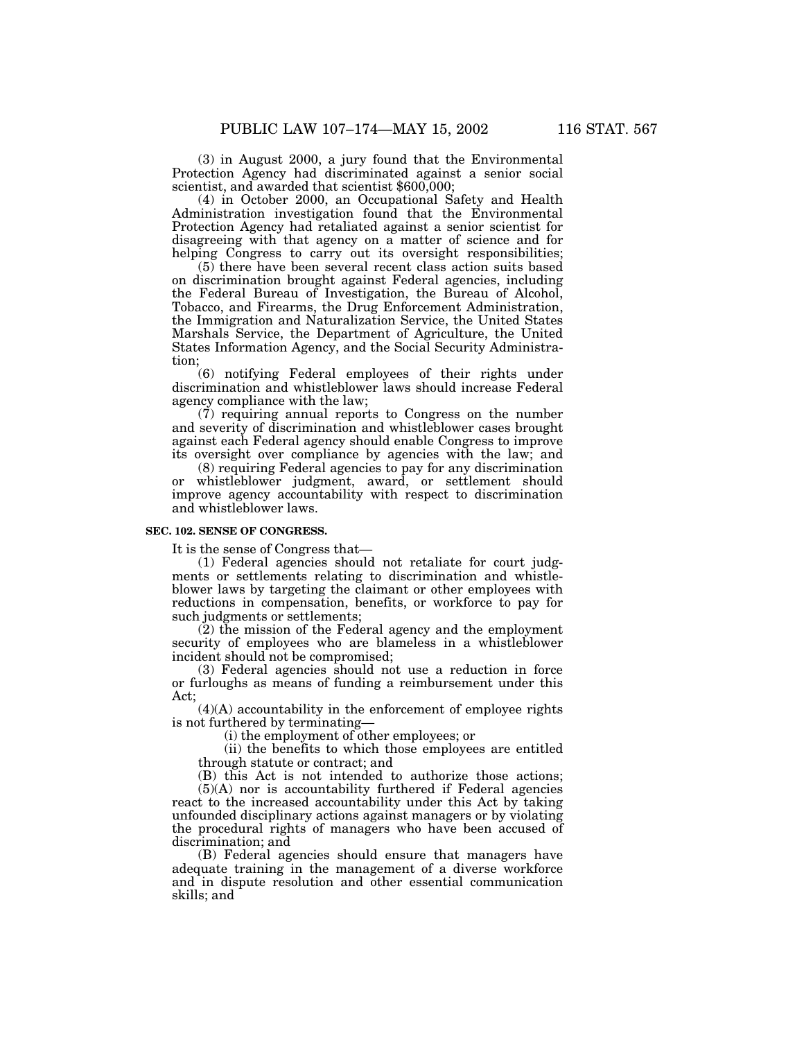(3) in August 2000, a jury found that the Environmental Protection Agency had discriminated against a senior social scientist, and awarded that scientist $600,000;

(4) in October 2000, an Occupational Safety and Health Administration investigation found that the Environmental Protection Agency had retaliated against a senior scientist for disagreeing with that agency on a matter of science and for helping Congress to carry out its oversight responsibilities;

(5) there have been several recent class action suits based on discrimination brought against Federal agencies, including the Federal Bureau of Investigation, the Bureau of Alcohol, Tobacco, and Firearms, the Drug Enforcement Administration, the Immigration and Naturalization Service, the United States Marshals Service, the Department of Agriculture, the United States Information Agency, and the Social Security Administration;

(6) notifying Federal employees of their rights under discrimination and whistleblower laws should increase Federal agency compliance with the law;

(7) requiring annual reports to Congress on the number and severity of discrimination and whistleblower cases brought against each Federal agency should enable Congress to improve its oversight over compliance by agencies with the law; and

(8) requiring Federal agencies to pay for any discrimination or whistleblower judgment, award, or settlement should improve agency accountability with respect to discrimination and whistleblower laws.

**SEC. 102. SENSE OF CONGRESS.**

It is the sense of Congress that—

(1) Federal agencies should not retaliate for court judgments or settlements relating to discrimination and whistleblower laws by targeting the claimant or other employees with reductions in compensation, benefits, or workforce to pay for such judgments or settlements;

(2) the mission of the Federal agency and the employment security of employees who are blameless in a whistleblower incident should not be compromised;

(3) Federal agencies should not use a reduction in force or furloughs as means of funding a reimbursement under this Act;

(4)(A) accountability in the enforcement of employee rights is not furthered by terminating—

(i) the employment of other employees; or

(ii) the benefits to which those employees are entitled through statute or contract; and

(B) this Act is not intended to authorize those actions;

(5)(A) nor is accountability furthered if Federal agencies react to the increased accountability under this Act by taking unfounded disciplinary actions against managers or by violating the procedural rights of managers who have been accused of discrimination; and

(B) Federal agencies should ensure that managers have adequate training in the management of a diverse workforce and in dispute resolution and other essential communication skills; and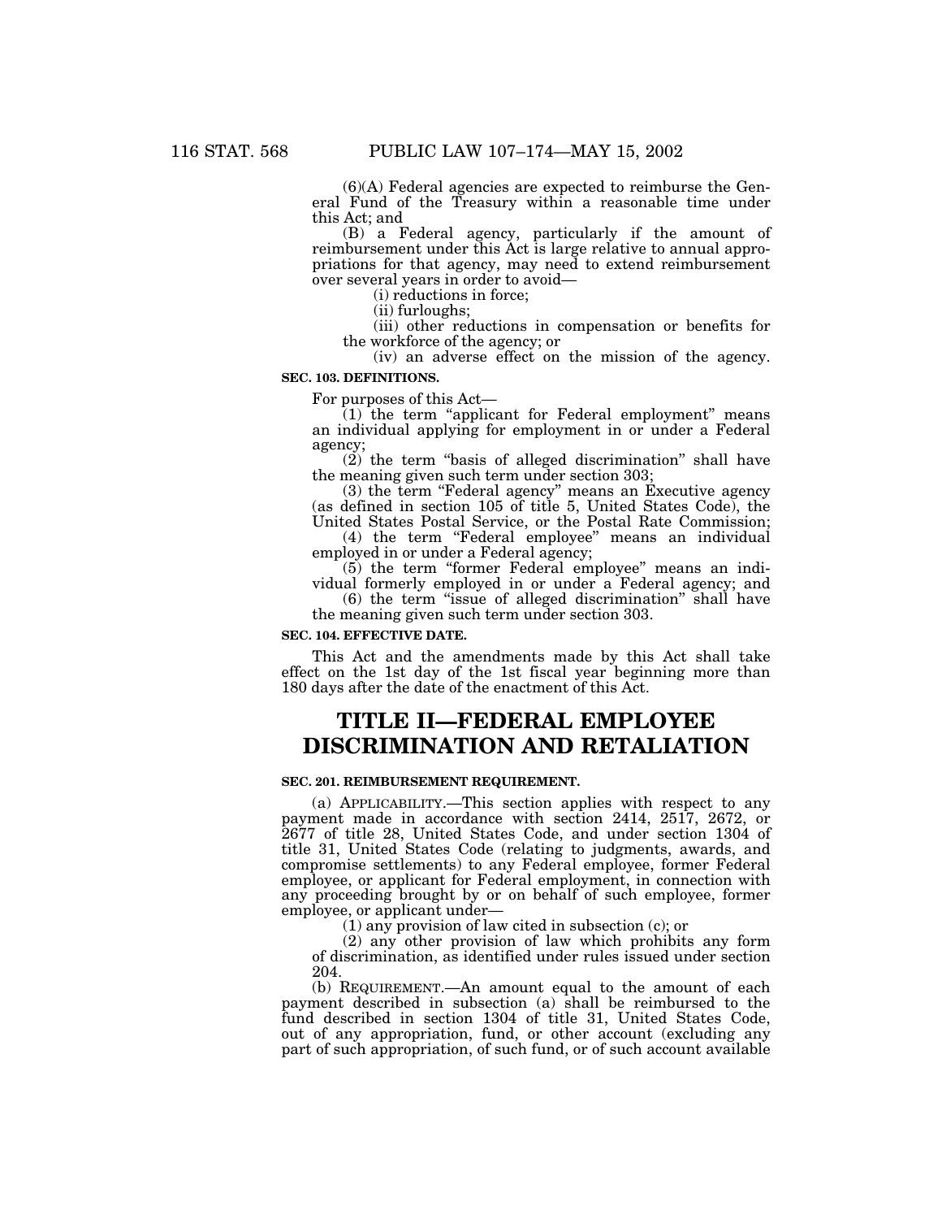(6)(A) Federal agencies are expected to reimburse the General Fund of the Treasury within a reasonable time under this Act; and

(B) a Federal agency, particularly if the amount of reimbursement under this Act is large relative to annual appropriations for that agency, may need to extend reimbursement over several years in order to avoid—

(i) reductions in force;

(ii) furloughs;

(iii) other reductions in compensation or benefits for the workforce of the agency; or

(iv) an adverse effect on the mission of the agency.

**SEC. 103. DEFINITIONS.**

For purposes of this Act—

(1) the term "applicant for Federal employment" means an individual applying for employment in or under a Federal agency;

(2) the term "basis of alleged discrimination" shall have the meaning given such term under section 303;

(3) the term "Federal agency" means an Executive agency (as defined in section 105 of title 5, United States Code), the United States Postal Service, or the Postal Rate Commission;

(4) the term "Federal employee" means an individual employed in or under a Federal agency;

(5) the term "former Federal employee" means an individual formerly employed in or under a Federal agency; and

(6) the term "issue of alleged discrimination" shall have the meaning given such term under section 303.

**SEC. 104. EFFECTIVE DATE.**

This Act and the amendments made by this Act shall take effect on the 1st day of the 1st fiscal year beginning more than 180 days after the date of the enactment of this Act.

# TITLE II—FEDERAL EMPLOYEE DISCRIMINATION AND RETALIATION

**SEC. 201. REIMBURSEMENT REQUIREMENT.**

(a) APPLICABILITY.—This section applies with respect to any payment made in accordance with section 2414, 2517, 2672, or 2677 of title 28, United States Code, and under section 1304 of title 31, United States Code (relating to judgments, awards, and compromise settlements) to any Federal employee, former Federal employee, or applicant for Federal employment, in connection with any proceeding brought by or on behalf of such employee, former employee, or applicant under—

(1) any provision of law cited in subsection (c); or

(2) any other provision of law which prohibits any form of discrimination, as identified under rules issued under section 204.

(b) REQUIREMENT.—An amount equal to the amount of each payment described in subsection (a) shall be reimbursed to the fund described in section 1304 of title 31, United States Code, out of any appropriation, fund, or other account (excluding any part of such appropriation, of such fund, or of such account available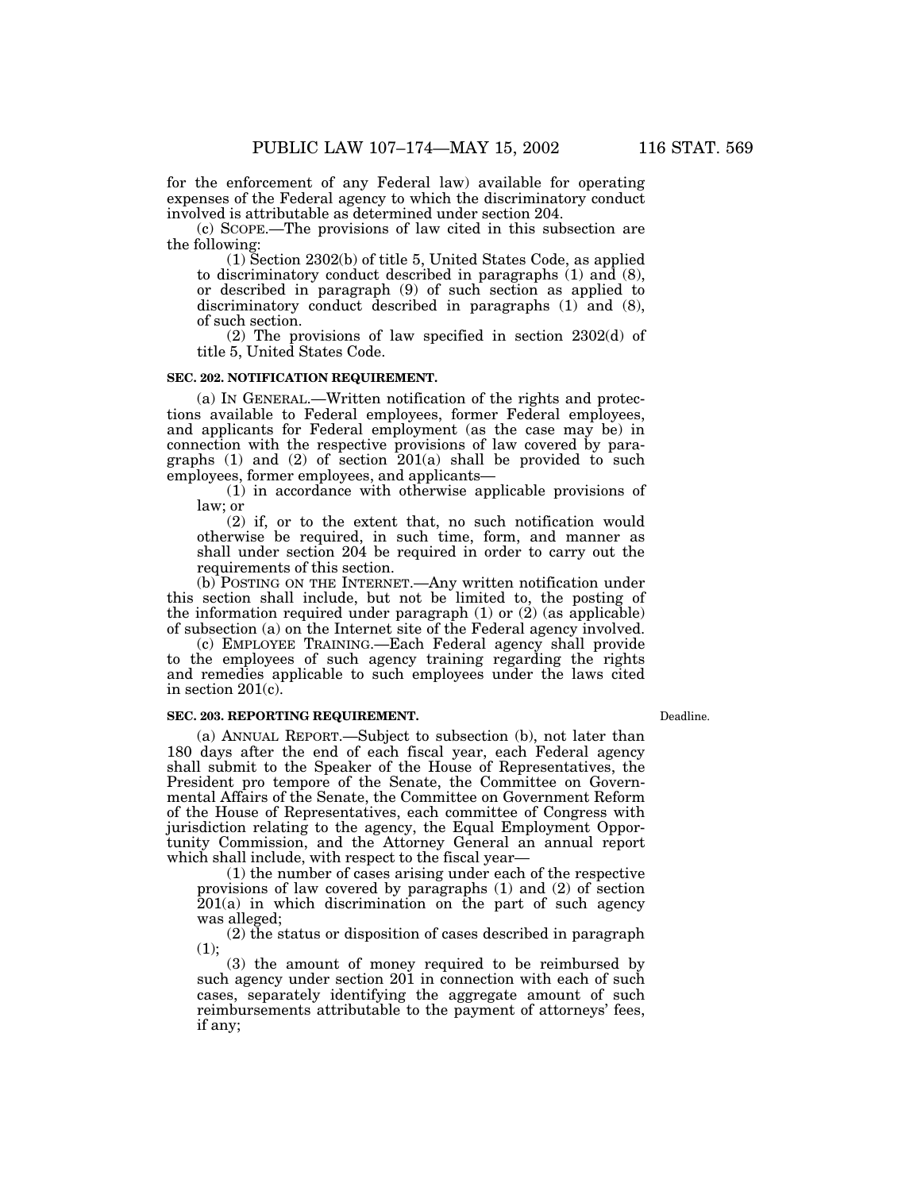for the enforcement of any Federal law) available for operating expenses of the Federal agency to which the discriminatory conduct involved is attributable as determined under section 204.

(c) SCOPE.—The provisions of law cited in this subsection are the following:

(1) Section 2302(b) of title 5, United States Code, as applied to discriminatory conduct described in paragraphs (1) and (8), or described in paragraph (9) of such section as applied to discriminatory conduct described in paragraphs (1) and (8), of such section.

(2) The provisions of law specified in section 2302(d) of title 5, United States Code.

**SEC. 202. NOTIFICATION REQUIREMENT.**

(a) IN GENERAL.—Written notification of the rights and protections available to Federal employees, former Federal employees, and applicants for Federal employment (as the case may be) in connection with the respective provisions of law covered by paragraphs (1) and (2) of section 201(a) shall be provided to such employees, former employees, and applicants—

(1) in accordance with otherwise applicable provisions of law; or

(2) if, or to the extent that, no such notification would otherwise be required, in such time, form, and manner as shall under section 204 be required in order to carry out the requirements of this section.

(b) POSTING ON THE INTERNET.—Any written notification under this section shall include, but not be limited to, the posting of the information required under paragraph (1) or (2) (as applicable) of subsection (a) on the Internet site of the Federal agency involved.

(c) EMPLOYEE TRAINING.—Each Federal agency shall provide to the employees of such agency training regarding the rights and remedies applicable to such employees under the laws cited in section 201(c).

**SEC. 203. REPORTING REQUIREMENT.**

Deadline.

(a) ANNUAL REPORT.—Subject to subsection (b), not later than 180 days after the end of each fiscal year, each Federal agency shall submit to the Speaker of the House of Representatives, the President pro tempore of the Senate, the Committee on Governmental Affairs of the Senate, the Committee on Government Reform of the House of Representatives, each committee of Congress with jurisdiction relating to the agency, the Equal Employment Opportunity Commission, and the Attorney General an annual report which shall include, with respect to the fiscal year—

(1) the number of cases arising under each of the respective provisions of law covered by paragraphs (1) and (2) of section 201(a) in which discrimination on the part of such agency was alleged;

(2) the status or disposition of cases described in paragraph (1);

(3) the amount of money required to be reimbursed by such agency under section 201 in connection with each of such cases, separately identifying the aggregate amount of such reimbursements attributable to the payment of attorneys' fees, if any;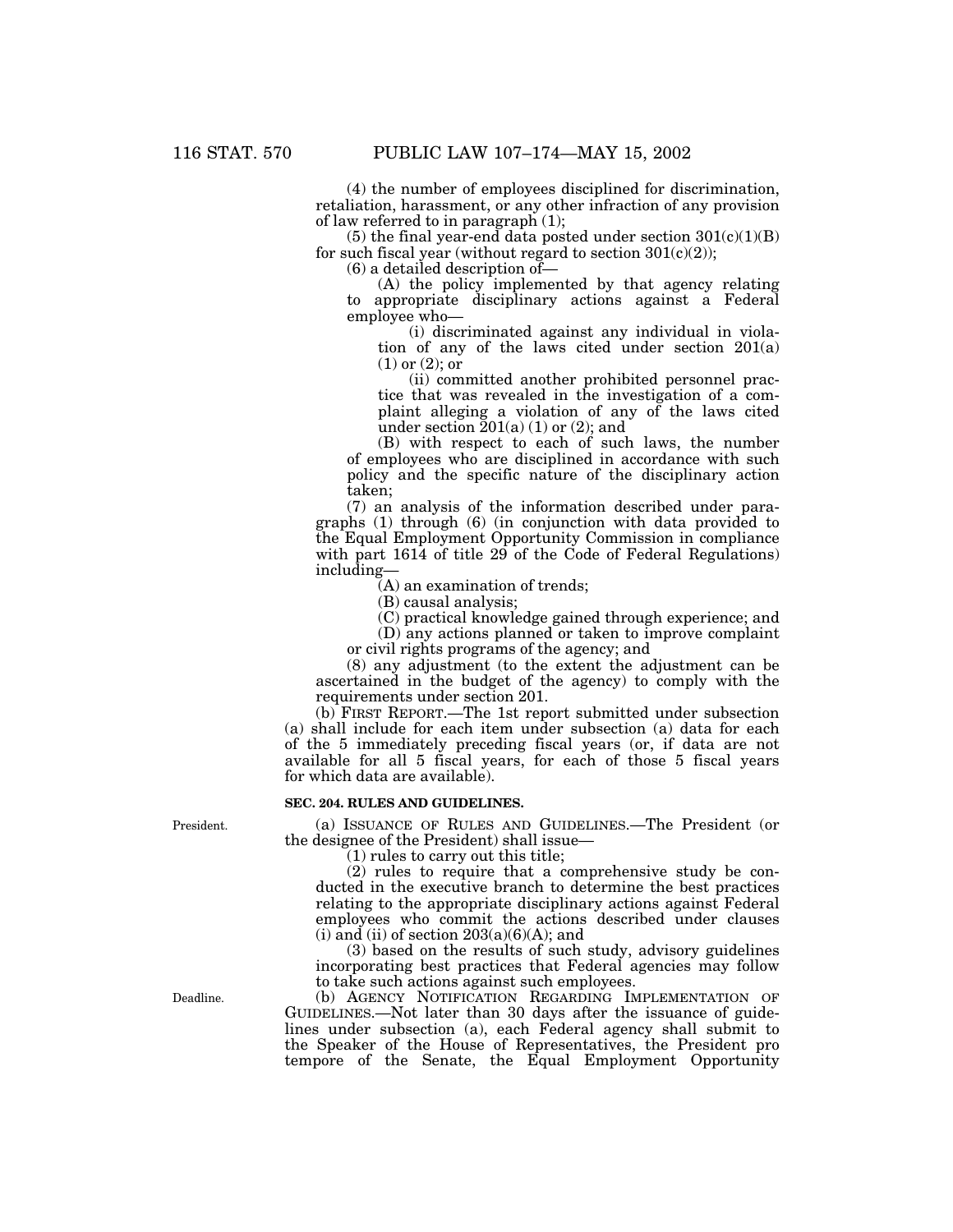(4) the number of employees disciplined for discrimination, retaliation, harassment, or any other infraction of any provision of law referred to in paragraph (1);

(5) the final year-end data posted under section 301(c)(1)(B) for such fiscal year (without regard to section 301(c)(2));

(6) a detailed description of—

(A) the policy implemented by that agency relating to appropriate disciplinary actions against a Federal employee who—

(i) discriminated against any individual in violation of any of the laws cited under section 201(a) (1) or (2); or

(ii) committed another prohibited personnel practice that was revealed in the investigation of a complaint alleging a violation of any of the laws cited under section 201(a) (1) or (2); and

(B) with respect to each of such laws, the number of employees who are disciplined in accordance with such policy and the specific nature of the disciplinary action taken;

(7) an analysis of the information described under paragraphs (1) through (6) (in conjunction with data provided to the Equal Employment Opportunity Commission in compliance with part 1614 of title 29 of the Code of Federal Regulations) including—

(A) an examination of trends;

(B) causal analysis;

(C) practical knowledge gained through experience; and

(D) any actions planned or taken to improve complaint or civil rights programs of the agency; and

(8) any adjustment (to the extent the adjustment can be ascertained in the budget of the agency) to comply with the requirements under section 201.

(b) FIRST REPORT.—The 1st report submitted under subsection (a) shall include for each item under subsection (a) data for each of the 5 immediately preceding fiscal years (or, if data are not available for all 5 fiscal years, for each of those 5 fiscal years for which data are available).

**SEC. 204. RULES AND GUIDELINES.**

President.

(a) ISSUANCE OF RULES AND GUIDELINES.—The President (or the designee of the President) shall issue—

(1) rules to carry out this title;

(2) rules to require that a comprehensive study be conducted in the executive branch to determine the best practices relating to the appropriate disciplinary actions against Federal employees who commit the actions described under clauses (i) and (ii) of section 203(a)(6)(A); and

(3) based on the results of such study, advisory guidelines incorporating best practices that Federal agencies may follow to take such actions against such employees.

Deadline.

(b) AGENCY NOTIFICATION REGARDING IMPLEMENTATION OF GUIDELINES.—Not later than 30 days after the issuance of guidelines under subsection (a), each Federal agency shall submit to the Speaker of the House of Representatives, the President pro tempore of the Senate, the Equal Employment Opportunity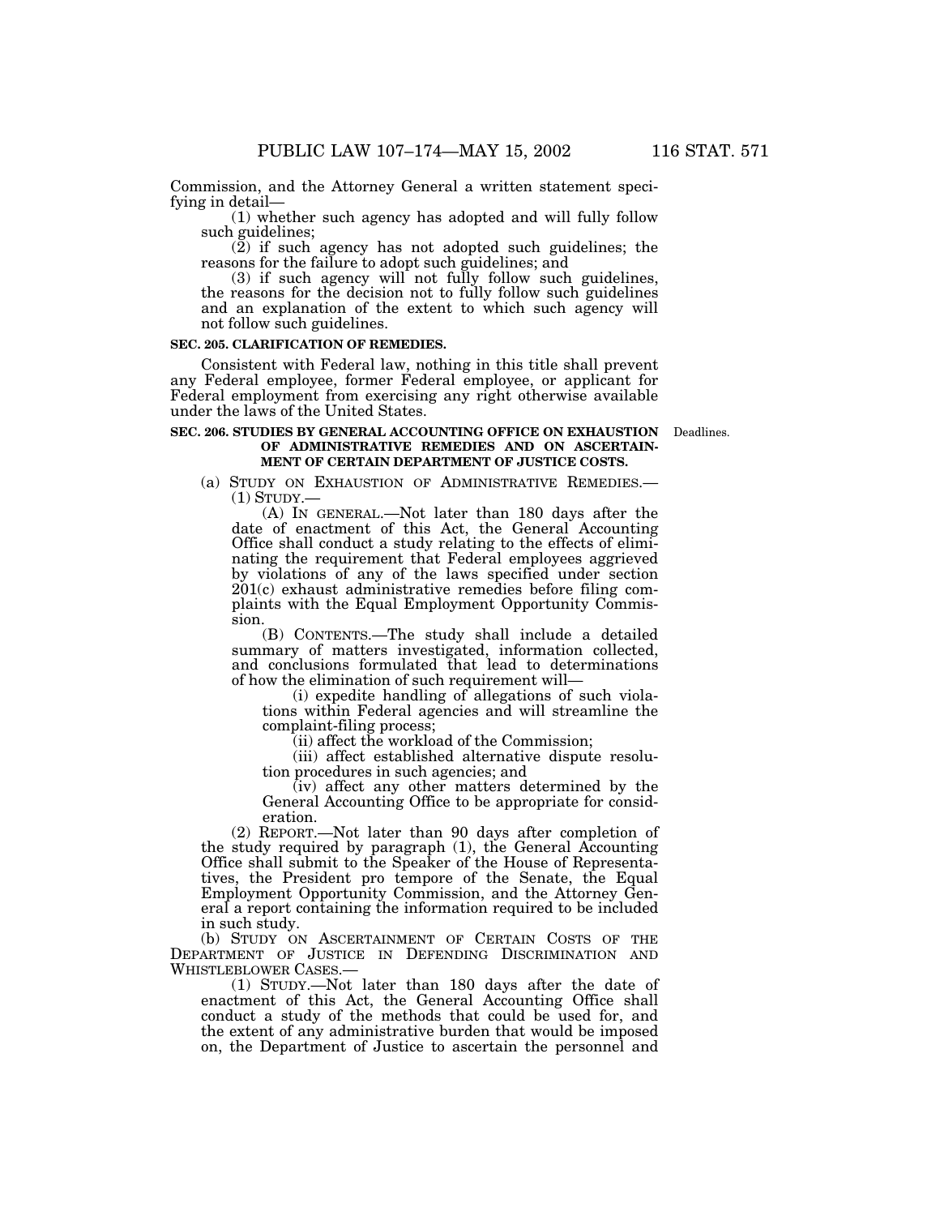Commission, and the Attorney General a written statement specifying in detail—

(1) whether such agency has adopted and will fully follow such guidelines;

(2) if such agency has not adopted such guidelines; the reasons for the failure to adopt such guidelines; and

(3) if such agency will not fully follow such guidelines, the reasons for the decision not to fully follow such guidelines and an explanation of the extent to which such agency will not follow such guidelines.

**SEC. 205. CLARIFICATION OF REMEDIES.**

Consistent with Federal law, nothing in this title shall prevent any Federal employee, former Federal employee, or applicant for Federal employment from exercising any right otherwise available under the laws of the United States.

**SEC. 206. STUDIES BY GENERAL ACCOUNTING OFFICE ON EXHAUSTION OF ADMINISTRATIVE REMEDIES AND ON ASCERTAINMENT OF CERTAIN DEPARTMENT OF JUSTICE COSTS.**

Deadlines.

(a) STUDY ON EXHAUSTION OF ADMINISTRATIVE REMEDIES.—

(1) STUDY.—

(A) IN GENERAL.—Not later than 180 days after the date of enactment of this Act, the General Accounting Office shall conduct a study relating to the effects of eliminating the requirement that Federal employees aggrieved by violations of any of the laws specified under section 201(c) exhaust administrative remedies before filing complaints with the Equal Employment Opportunity Commission.

(B) CONTENTS.—The study shall include a detailed summary of matters investigated, information collected, and conclusions formulated that lead to determinations of how the elimination of such requirement will—

(i) expedite handling of allegations of such violations within Federal agencies and will streamline the complaint-filing process;

(ii) affect the workload of the Commission;

(iii) affect established alternative dispute resolution procedures in such agencies; and

(iv) affect any other matters determined by the General Accounting Office to be appropriate for consideration.

(2) REPORT.—Not later than 90 days after completion of the study required by paragraph (1), the General Accounting Office shall submit to the Speaker of the House of Representatives, the President pro tempore of the Senate, the Equal Employment Opportunity Commission, and the Attorney General a report containing the information required to be included in such study.

(b) STUDY ON ASCERTAINMENT OF CERTAIN COSTS OF THE DEPARTMENT OF JUSTICE IN DEFENDING DISCRIMINATION AND WHISTLEBLOWER CASES.—

(1) STUDY.—Not later than 180 days after the date of enactment of this Act, the General Accounting Office shall conduct a study of the methods that could be used for, and the extent of any administrative burden that would be imposed on, the Department of Justice to ascertain the personnel and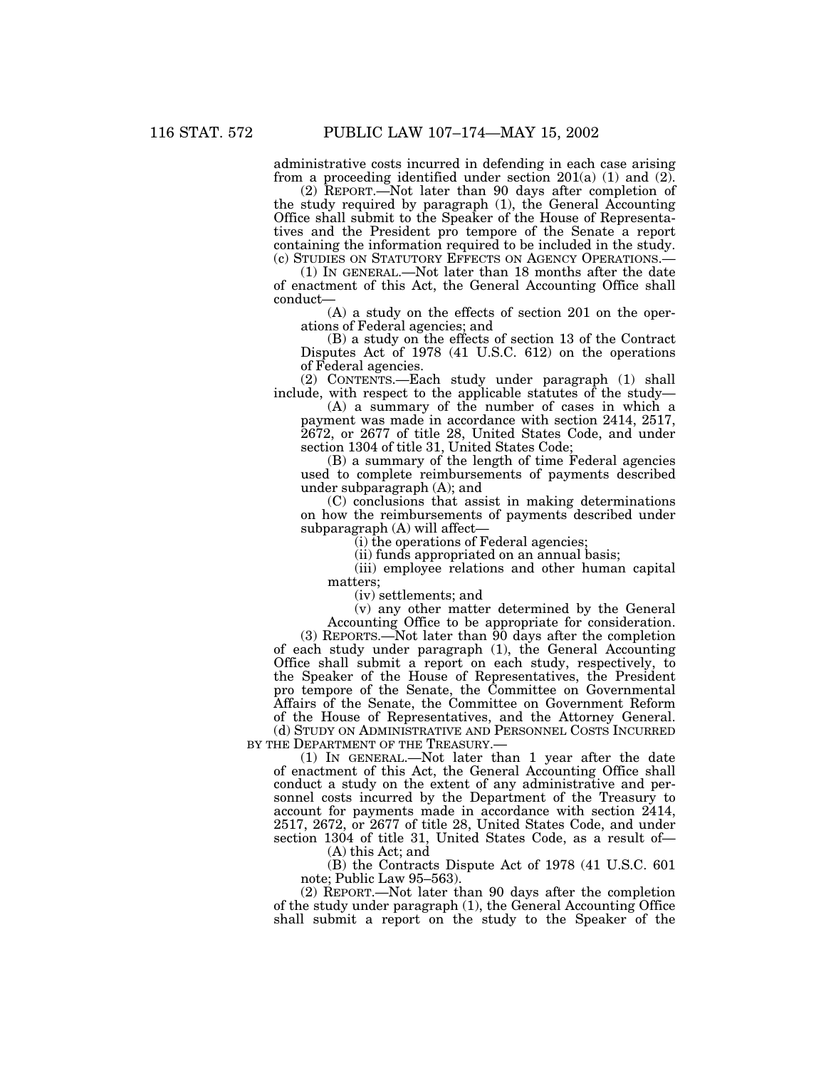administrative costs incurred in defending in each case arising from a proceeding identified under section 201(a) (1) and (2).

(2) REPORT.—Not later than 90 days after completion of the study required by paragraph (1), the General Accounting Office shall submit to the Speaker of the House of Representatives and the President pro tempore of the Senate a report containing the information required to be included in the study.

(c) STUDIES ON STATUTORY EFFECTS ON AGENCY OPERATIONS.—

(1) IN GENERAL.—Not later than 18 months after the date of enactment of this Act, the General Accounting Office shall conduct—

(A) a study on the effects of section 201 on the operations of Federal agencies; and

(B) a study on the effects of section 13 of the Contract Disputes Act of 1978 (41 U.S.C. 612) on the operations of Federal agencies.

(2) CONTENTS.—Each study under paragraph (1) shall include, with respect to the applicable statutes of the study—

(A) a summary of the number of cases in which a payment was made in accordance with section 2414, 2517, 2672, or 2677 of title 28, United States Code, and under section 1304 of title 31, United States Code;

(B) a summary of the length of time Federal agencies used to complete reimbursements of payments described under subparagraph (A); and

(C) conclusions that assist in making determinations on how the reimbursements of payments described under subparagraph (A) will affect—

(i) the operations of Federal agencies;

(ii) funds appropriated on an annual basis;

(iii) employee relations and other human capital matters;

(iv) settlements; and

(v) any other matter determined by the General Accounting Office to be appropriate for consideration.

(3) REPORTS.—Not later than 90 days after the completion of each study under paragraph (1), the General Accounting Office shall submit a report on each study, respectively, to the Speaker of the House of Representatives, the President pro tempore of the Senate, the Committee on Governmental Affairs of the Senate, the Committee on Government Reform of the House of Representatives, and the Attorney General.

(d) STUDY ON ADMINISTRATIVE AND PERSONNEL COSTS INCURRED BY THE DEPARTMENT OF THE TREASURY.—

(1) IN GENERAL.—Not later than 1 year after the date of enactment of this Act, the General Accounting Office shall conduct a study on the extent of any administrative and personnel costs incurred by the Department of the Treasury to account for payments made in accordance with section 2414, 2517, 2672, or 2677 of title 28, United States Code, and under section 1304 of title 31, United States Code, as a result of—

(A) this Act; and

(B) the Contracts Dispute Act of 1978 (41 U.S.C. 601 note; Public Law 95–563).

(2) REPORT.—Not later than 90 days after the completion of the study under paragraph (1), the General Accounting Office shall submit a report on the study to the Speaker of the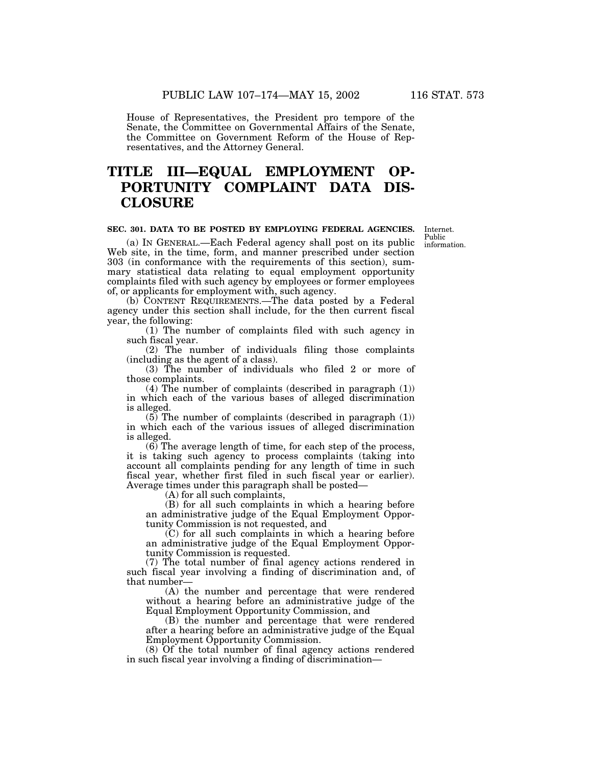House of Representatives, the President pro tempore of the Senate, the Committee on Governmental Affairs of the Senate, the Committee on Government Reform of the House of Representatives, and the Attorney General.

# TITLE III—EQUAL EMPLOYMENT OPPORTUNITY COMPLAINT DATA DISCLOSURE

**SEC. 301. DATA TO BE POSTED BY EMPLOYING FEDERAL AGENCIES.**

Internet. Public information.

(a) IN GENERAL.—Each Federal agency shall post on its public Web site, in the time, form, and manner prescribed under section 303 (in conformance with the requirements of this section), summary statistical data relating to equal employment opportunity complaints filed with such agency by employees or former employees of, or applicants for employment with, such agency.

(b) CONTENT REQUIREMENTS.—The data posted by a Federal agency under this section shall include, for the then current fiscal year, the following:

(1) The number of complaints filed with such agency in such fiscal year.

(2) The number of individuals filing those complaints (including as the agent of a class).

(3) The number of individuals who filed 2 or more of those complaints.

(4) The number of complaints (described in paragraph (1)) in which each of the various bases of alleged discrimination is alleged.

(5) The number of complaints (described in paragraph (1)) in which each of the various issues of alleged discrimination is alleged.

(6) The average length of time, for each step of the process, it is taking such agency to process complaints (taking into account all complaints pending for any length of time in such fiscal year, whether first filed in such fiscal year or earlier). Average times under this paragraph shall be posted—

(A) for all such complaints,

(B) for all such complaints in which a hearing before an administrative judge of the Equal Employment Opportunity Commission is not requested, and

(C) for all such complaints in which a hearing before an administrative judge of the Equal Employment Opportunity Commission is requested.

(7) The total number of final agency actions rendered in such fiscal year involving a finding of discrimination and, of that number—

(A) the number and percentage that were rendered without a hearing before an administrative judge of the Equal Employment Opportunity Commission, and

(B) the number and percentage that were rendered after a hearing before an administrative judge of the Equal Employment Opportunity Commission.

(8) Of the total number of final agency actions rendered in such fiscal year involving a finding of discrimination—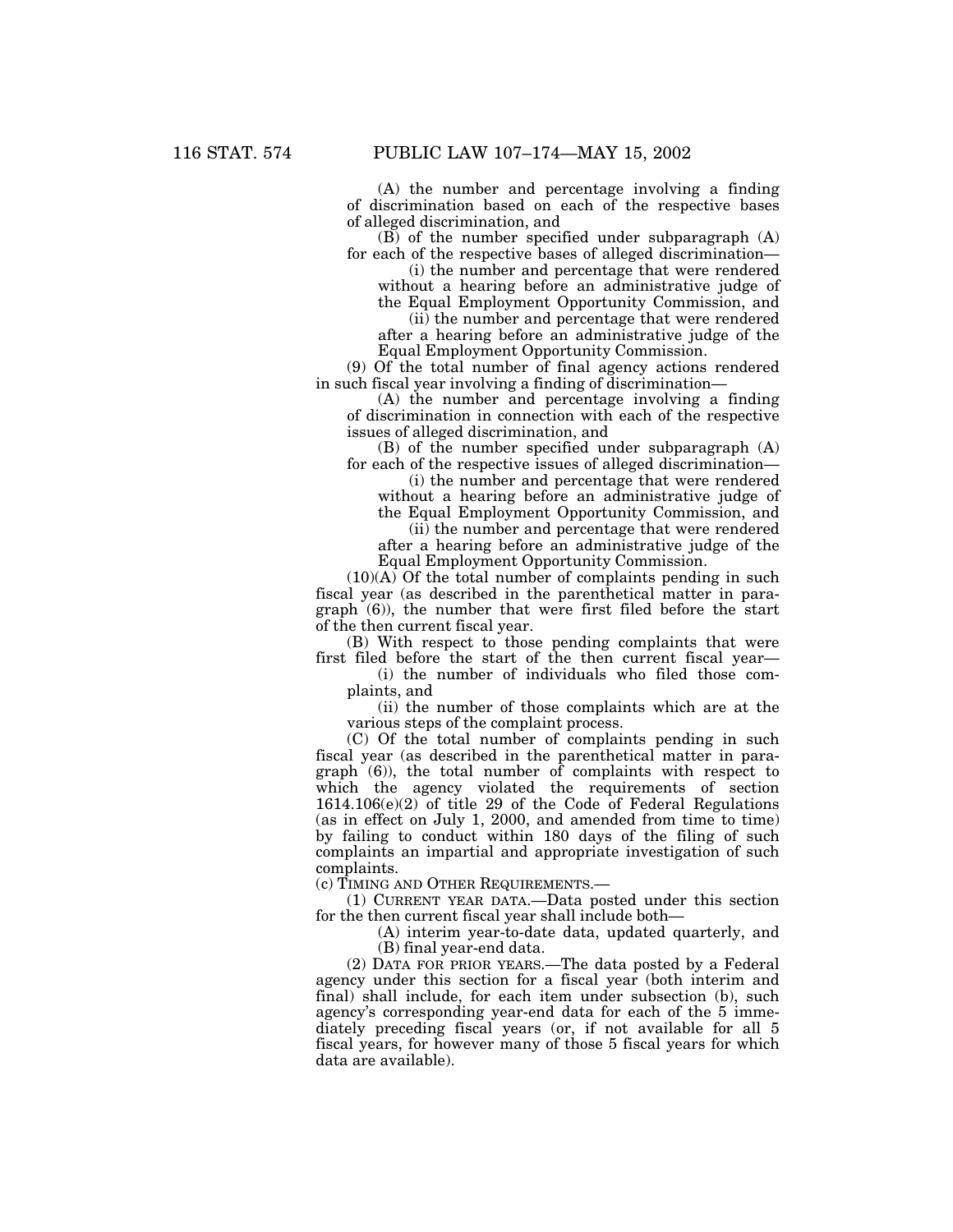(A) the number and percentage involving a finding of discrimination based on each of the respective bases of alleged discrimination, and

(B) of the number specified under subparagraph (A) for each of the respective bases of alleged discrimination—

(i) the number and percentage that were rendered without a hearing before an administrative judge of the Equal Employment Opportunity Commission, and

(ii) the number and percentage that were rendered after a hearing before an administrative judge of the Equal Employment Opportunity Commission.

(9) Of the total number of final agency actions rendered in such fiscal year involving a finding of discrimination—

(A) the number and percentage involving a finding of discrimination in connection with each of the respective issues of alleged discrimination, and

(B) of the number specified under subparagraph (A) for each of the respective issues of alleged discrimination—

(i) the number and percentage that were rendered without a hearing before an administrative judge of the Equal Employment Opportunity Commission, and

(ii) the number and percentage that were rendered after a hearing before an administrative judge of the Equal Employment Opportunity Commission.

(10)(A) Of the total number of complaints pending in such fiscal year (as described in the parenthetical matter in paragraph (6)), the number that were first filed before the start of the then current fiscal year.

(B) With respect to those pending complaints that were first filed before the start of the then current fiscal year—

(i) the number of individuals who filed those complaints, and

(ii) the number of those complaints which are at the various steps of the complaint process.

(C) Of the total number of complaints pending in such fiscal year (as described in the parenthetical matter in paragraph (6)), the total number of complaints with respect to which the agency violated the requirements of section 1614.106(e)(2) of title 29 of the Code of Federal Regulations (as in effect on July 1, 2000, and amended from time to time) by failing to conduct within 180 days of the filing of such complaints an impartial and appropriate investigation of such complaints.

(c) TIMING AND OTHER REQUIREMENTS.—

(1) CURRENT YEAR DATA.—Data posted under this section for the then current fiscal year shall include both—

(A) interim year-to-date data, updated quarterly, and

(B) final year-end data.

(2) DATA FOR PRIOR YEARS.—The data posted by a Federal agency under this section for a fiscal year (both interim and final) shall include, for each item under subsection (b), such agency's corresponding year-end data for each of the 5 immediately preceding fiscal years (or, if not available for all 5 fiscal years, for however many of those 5 fiscal years for which data are available).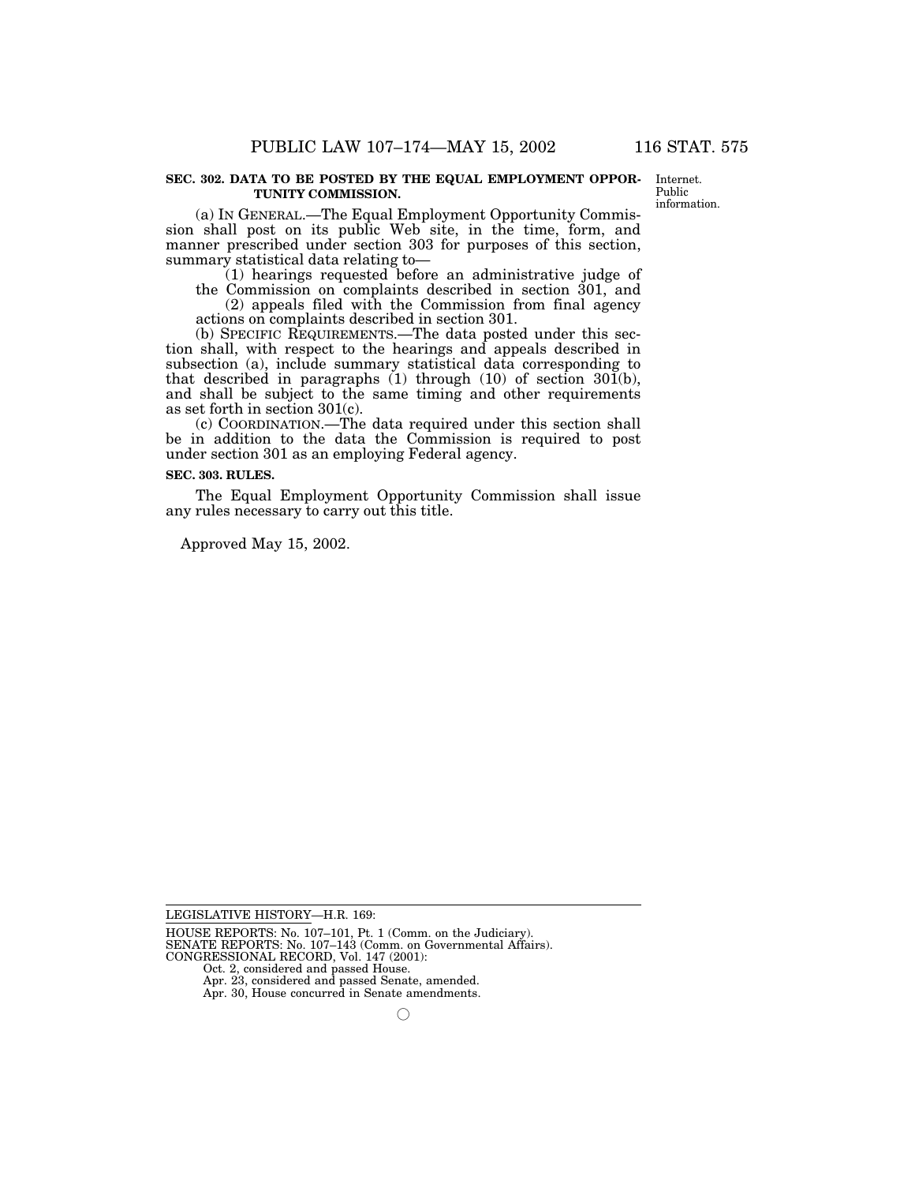**SEC. 302. DATA TO BE POSTED BY THE EQUAL EMPLOYMENT OPPORTUNITY COMMISSION.**

Internet. Public information.

(a) IN GENERAL.—The Equal Employment Opportunity Commission shall post on its public Web site, in the time, form, and manner prescribed under section 303 for purposes of this section, summary statistical data relating to—

(1) hearings requested before an administrative judge of the Commission on complaints described in section 301, and

(2) appeals filed with the Commission from final agency actions on complaints described in section 301.

(b) SPECIFIC REQUIREMENTS.—The data posted under this section shall, with respect to the hearings and appeals described in subsection (a), include summary statistical data corresponding to that described in paragraphs (1) through (10) of section 301(b), and shall be subject to the same timing and other requirements as set forth in section 301(c).

(c) COORDINATION.—The data required under this section shall be in addition to the data the Commission is required to post under section 301 as an employing Federal agency.

**SEC. 303. RULES.**

The Equal Employment Opportunity Commission shall issue any rules necessary to carry out this title.

Approved May 15, 2002.

---

LEGISLATIVE HISTORY—H.R. 169:

HOUSE REPORTS: No. 107–101, Pt. 1 (Comm. on the Judiciary).
SENATE REPORTS: No. 107–143 (Comm. on Governmental Affairs).
CONGRESSIONAL RECORD, Vol. 147 (2001):
Oct. 2, considered and passed House.
Apr. 23, considered and passed Senate, amended.
Apr. 30, House concurred in Senate amendments.

○